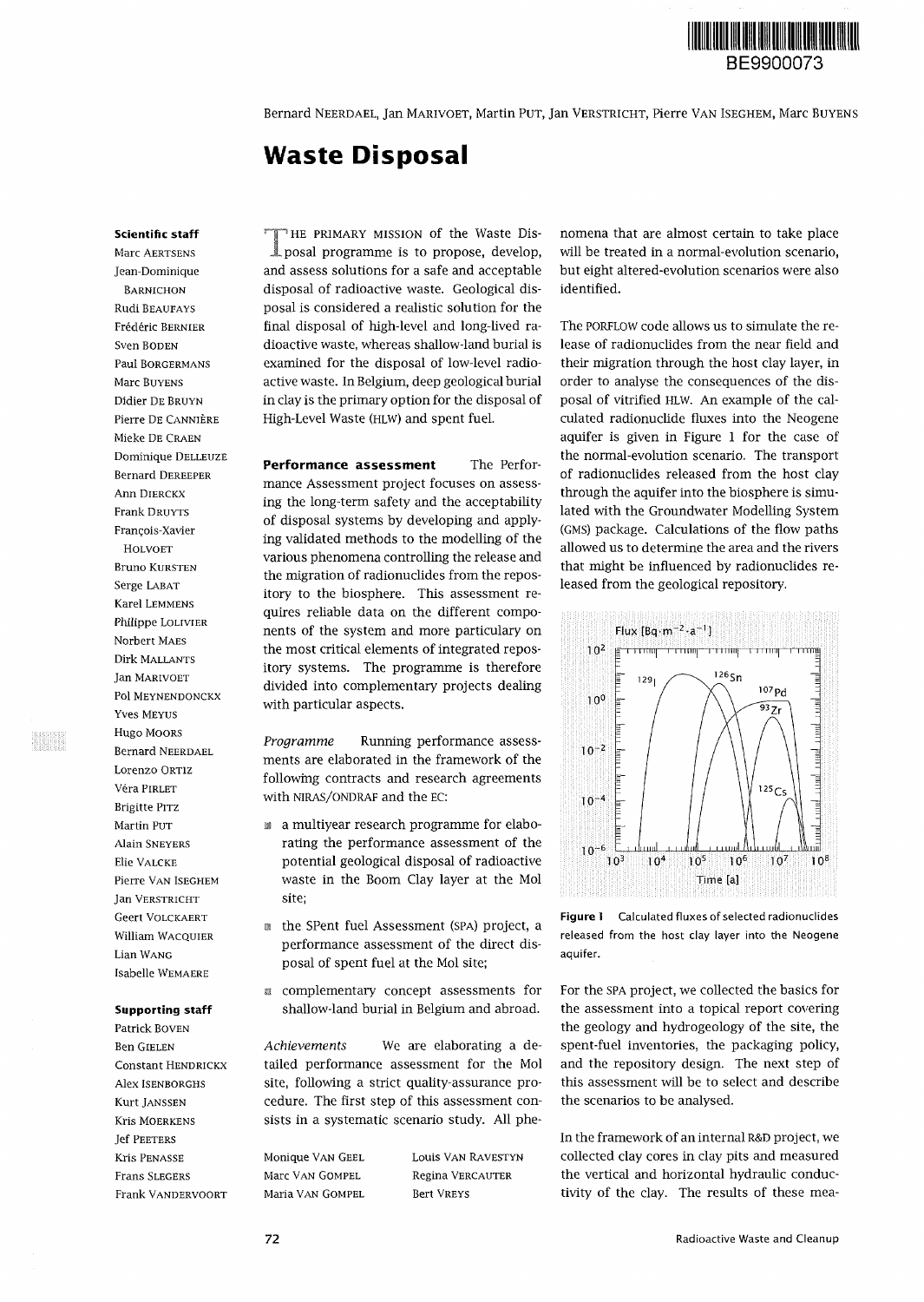BE9900073

Bernard NEERDAEL, Jan MARIVOET, Martin PUT, Jan VERSTRICHT, Pierre VAN ISEGHEM, Marc BUYENS

# Waste Disposal

**Scientific staff**
Marc AERTSENS
Jean-Dominique BARNICHON
Rudi BEAUFAYS
Frédéric BERNIER
Sven BODEN
Paul BORGERMANS
Marc BUYENS
Didier DE BRUYN
Pierre DE CANNIÈRE
Mieke DE CRAEN
Dominique DELLEUZE
Bernard DEREEPER
Ann DIERCKX
Frank DRUYTS
François-Xavier HOLVOET
Bruno KURSTEN
Serge LABAT
Karel LEMMENS
Philippe LOLIVIER
Norbert MAES
Dirk MALLANTS
Jan MARIVOET
Pol MEYNENDONCKX
Yves MEYUS
Hugo MOORS
Bernard NEERDAEL
Lorenzo ORTIZ
Véra PIRLET
Brigitte PITZ
Martin PUT
Alain SNEYERS
Elie VALCKE
Pierre VAN ISEGHEM
Jan VERSTRICHT
Geert VOLCKAERT
William WACQUIER
Lian WANG
Isabelle WEMAERE

**Supporting staff**
Patrick BOVEN
Ben GIELEN
Constant HENDRICKX
Alex ISENBORGHS
Kurt JANSSEN
Kris MOERKENS
Jef PEETERS
Kris PENASSE
Frans SLEGERS
Frank VANDERVOORT
Monique VAN GEEL
Marc VAN GOMPEL
Maria VAN GOMPEL
Louis VAN RAVESTYN
Regina VERCAUTER
Bert VREYS

THE PRIMARY MISSION of the Waste Disposal programme is to propose, develop, and assess solutions for a safe and acceptable disposal of radioactive waste. Geological disposal is considered a realistic solution for the final disposal of high-level and long-lived radioactive waste, whereas shallow-land burial is examined for the disposal of low-level radioactive waste. In Belgium, deep geological burial in clay is the primary option for the disposal of High-Level Waste (HLW) and spent fuel.

**Performance assessment** The Performance Assessment project focuses on assessing the long-term safety and the acceptability of disposal systems by developing and applying validated methods to the modelling of the various phenomena controlling the release and the migration of radionuclides from the repository to the biosphere. This assessment requires reliable data on the different components of the system and more particulary on the most critical elements of integrated repository systems. The programme is therefore divided into complementary projects dealing with particular aspects.

*Programme* Running performance assessments are elaborated in the framework of the following contracts and research agreements with NIRAS/ONDRAF and the EC:

- a multiyear research programme for elaborating the performance assessment of the potential geological disposal of radioactive waste in the Boom Clay layer at the Mol site;
- the SPent fuel Assessment (SPA) project, a performance assessment of the direct disposal of spent fuel at the Mol site;
- complementary concept assessments for shallow-land burial in Belgium and abroad.

*Achievements* We are elaborating a detailed performance assessment for the Mol site, following a strict quality-assurance procedure. The first step of this assessment consists in a systematic scenario study. All phenomena that are almost certain to take place will be treated in a normal-evolution scenario, but eight altered-evolution scenarios were also identified.

The PORFLOW code allows us to simulate the release of radionuclides from the near field and their migration through the host clay layer, in order to analyse the consequences of the disposal of vitrified HLW. An example of the calculated radionuclide fluxes into the Neogene aquifer is given in Figure 1 for the case of the normal-evolution scenario. The transport of radionuclides released from the host clay through the aquifer into the biosphere is simulated with the Groundwater Modelling System (GMS) package. Calculations of the flow paths allowed us to determine the area and the rivers that might be influenced by radionuclides released from the geological repository.

**Figure 1** Calculated fluxes of selected radionuclides released from the host clay layer into the Neogene aquifer.

For the SPA project, we collected the basics for the assessment into a topical report covering the geology and hydrogeology of the site, the spent-fuel inventories, the packaging policy, and the repository design. The next step of this assessment will be to select and describe the scenarios to be analysed.

In the framework of an internal R&D project, we collected clay cores in clay pits and measured the vertical and horizontal hydraulic conductivity of the clay. The results of these mea-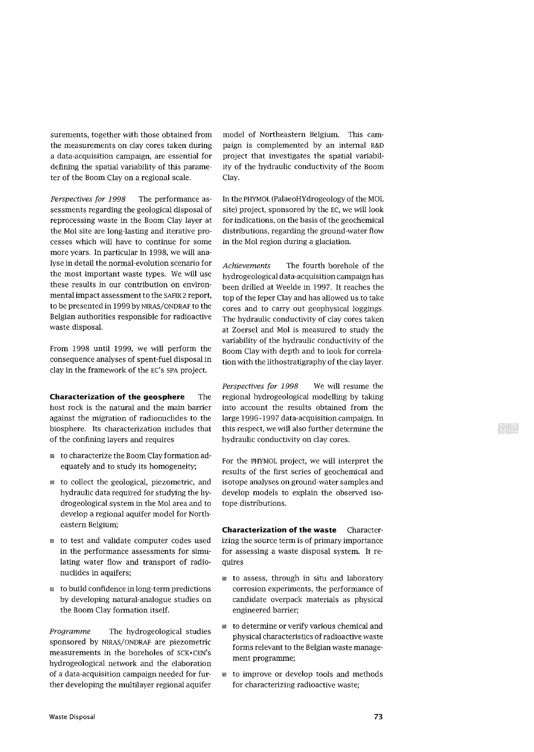surements, together with those obtained from the measurements on clay cores taken during a data-acquisition campaign, are essential for defining the spatial variability of this parameter of the Boom Clay on a regional scale.

*Perspectives for 1998* The performance assessments regarding the geological disposal of reprocessing waste in the Boom Clay layer at the Mol site are long-lasting and iterative processes which will have to continue for some more years. In particular in 1998, we will analyse in detail the normal-evolution scenario for the most important waste types. We will use these results in our contribution on environmental impact assessment to the SAFIR 2 report, to be presented in 1999 by NIRAS/ONDRAF to the Belgian authorities responsible for radioactive waste disposal.

From 1998 until 1999, we will perform the consequence analyses of spent-fuel disposal in clay in the framework of the EC's SPA project.

**Characterization of the geosphere** The host rock is the natural and the main barrier against the migration of radionuclides to the biosphere. Its characterization includes that of the confining layers and requires

- to characterize the Boom Clay formation adequately and to study its homogeneity;
- to collect the geological, piezometric, and hydraulic data required for studying the hydrogeological system in the Mol area and to develop a regional aquifer model for Northeastern Belgium;
- to test and validate computer codes used in the performance assessments for simulating water flow and transport of radionuclides in aquifers;
- to build confidence in long-term predictions by developing natural-analogue studies on the Boom Clay formation itself.

*Programme* The hydrogeological studies sponsored by NIRAS/ONDRAF are piezometric measurements in the boreholes of SCK•CEN's hydrogeological network and the elaboration of a data-acquisition campaign needed for further developing the multilayer regional aquifer model of Northeastern Belgium. This campaign is complemented by an internal R&D project that investigates the spatial variability of the hydraulic conductivity of the Boom Clay.

In the PHYMOL (PalaeoHYdrogeology of the MOL site) project, sponsored by the EC, we will look for indications, on the basis of the geochemical distributions, regarding the ground-water flow in the Mol region during a glaciation.

*Achievements* The fourth borehole of the hydrogeological data-acquisition campaign has been drilled at Weelde in 1997. It reaches the top of the Ieper Clay and has allowed us to take cores and to carry out geophysical loggings. The hydraulic conductivity of clay cores taken at Zoersel and Mol is measured to study the variability of the hydraulic conductivity of the Boom Clay with depth and to look for correlation with the lithostratigraphy of the clay layer.

*Perspectives for 1998* We will resume the regional hydrogeological modelling by taking into account the results obtained from the large 1996-1997 data-acquisition campaign. In this respect, we will also further determine the hydraulic conductivity on clay cores.

For the PHYMOL project, we will interpret the results of the first series of geochemical and isotope analyses on ground-water samples and develop models to explain the observed isotope distributions.

**Characterization of the waste** Characterizing the source term is of primary importance for assessing a waste disposal system. It requires

- to assess, through in situ and laboratory corrosion experiments, the performance of candidate overpack materials as physical engineered barrier;
- to determine or verify various chemical and physical characteristics of radioactive waste forms relevant to the Belgian waste management programme;
- to improve or develop tools and methods for characterizing radioactive waste;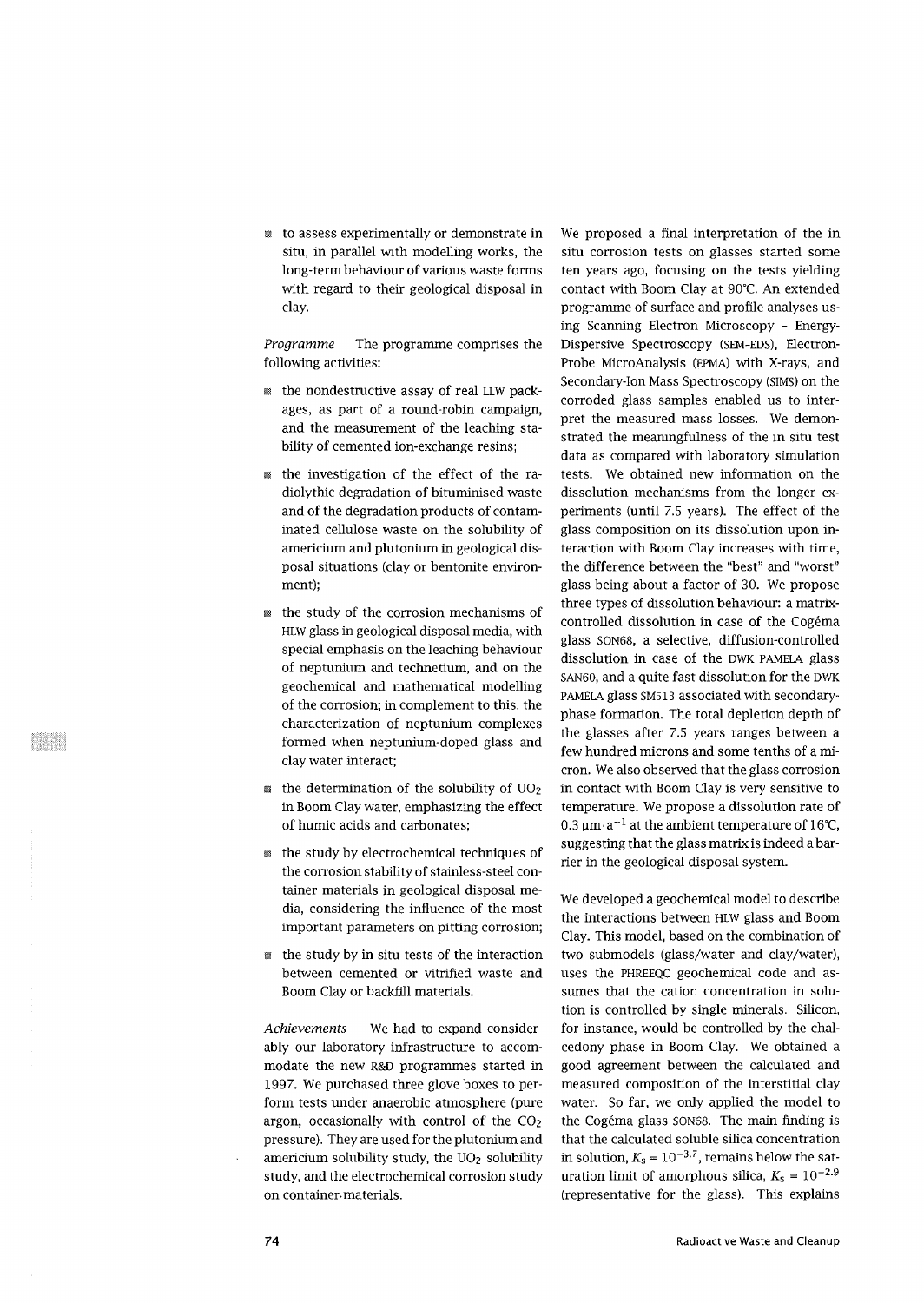- to assess experimentally or demonstrate in situ, in parallel with modelling works, the long-term behaviour of various waste forms with regard to their geological disposal in clay.

*Programme* The programme comprises the following activities:

- the nondestructive assay of real LLW packages, as part of a round-robin campaign, and the measurement of the leaching stability of cemented ion-exchange resins;
- the investigation of the effect of the radiolythic degradation of bituminised waste and of the degradation products of contaminated cellulose waste on the solubility of americium and plutonium in geological disposal situations (clay or bentonite environment);
- the study of the corrosion mechanisms of HLW glass in geological disposal media, with special emphasis on the leaching behaviour of neptunium and technetium, and on the geochemical and mathematical modelling of the corrosion; in complement to this, the characterization of neptunium complexes formed when neptunium-doped glass and clay water interact;
- the determination of the solubility of $UO_2$ in Boom Clay water, emphasizing the effect of humic acids and carbonates;
- the study by electrochemical techniques of the corrosion stability of stainless-steel container materials in geological disposal media, considering the influence of the most important parameters on pitting corrosion;
- the study by in situ tests of the interaction between cemented or vitrified waste and Boom Clay or backfill materials.

*Achievements* We had to expand considerably our laboratory infrastructure to accommodate the new R&D programmes started in 1997. We purchased three glove boxes to perform tests under anaerobic atmosphere (pure argon, occasionally with control of the $CO_2$ pressure). They are used for the plutonium and americium solubility study, the $UO_2$ solubility study, and the electrochemical corrosion study on container materials.

We proposed a final interpretation of the in situ corrosion tests on glasses started some ten years ago, focusing on the tests yielding contact with Boom Clay at 90°C. An extended programme of surface and profile analyses using Scanning Electron Microscopy - Energy-Dispersive Spectroscopy (SEM-EDS), Electron-Probe MicroAnalysis (EPMA) with X-rays, and Secondary-Ion Mass Spectroscopy (SIMS) on the corroded glass samples enabled us to interpret the measured mass losses. We demonstrated the meaningfulness of the in situ test data as compared with laboratory simulation tests. We obtained new information on the dissolution mechanisms from the longer experiments (until 7.5 years). The effect of the glass composition on its dissolution upon interaction with Boom Clay increases with time, the difference between the "best" and "worst" glass being about a factor of 30. We propose three types of dissolution behaviour: a matrix-controlled dissolution in case of the Cogéma glass SON68, a selective, diffusion-controlled dissolution in case of the DWK PAMELA glass SAN60, and a quite fast dissolution for the DWK PAMELA glass SM513 associated with secondary-phase formation. The total depletion depth of the glasses after 7.5 years ranges between a few hundred microns and some tenths of a micron. We also observed that the glass corrosion in contact with Boom Clay is very sensitive to temperature. We propose a dissolution rate of $0.3\,\mu m \cdot a^{-1}$ at the ambient temperature of 16°C, suggesting that the glass matrix is indeed a barrier in the geological disposal system.

We developed a geochemical model to describe the interactions between HLW glass and Boom Clay. This model, based on the combination of two submodels (glass/water and clay/water), uses the PHREEQC geochemical code and assumes that the cation concentration in solution is controlled by single minerals. Silicon, for instance, would be controlled by the chalcedony phase in Boom Clay. We obtained a good agreement between the calculated and measured composition of the interstitial clay water. So far, we only applied the model to the Cogéma glass SON68. The main finding is that the calculated soluble silica concentration in solution, $K_s = 10^{-3.7}$, remains below the saturation limit of amorphous silica, $K_s = 10^{-2.9}$ (representative for the glass). This explains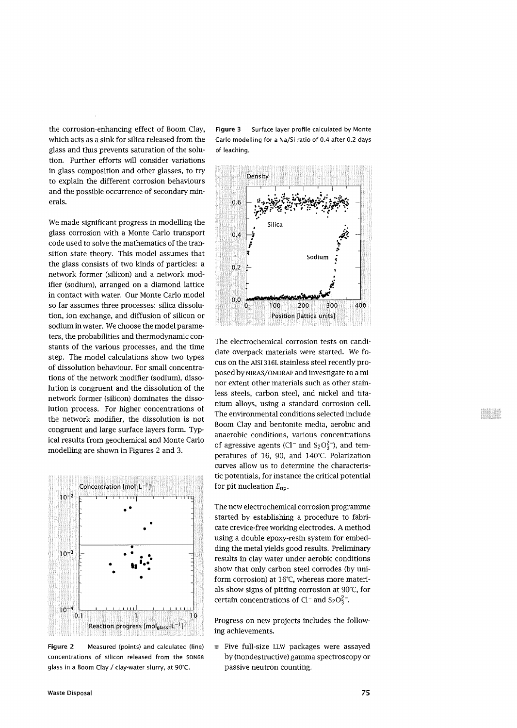the corrosion-enhancing effect of Boom Clay, which acts as a sink for silica released from the glass and thus prevents saturation of the solution. Further efforts will consider variations in glass composition and other glasses, to try to explain the different corrosion behaviours and the possible occurrence of secondary minerals.

We made significant progress in modelling the glass corrosion with a Monte Carlo transport code used to solve the mathematics of the transition state theory. This model assumes that the glass consists of two kinds of particles: a network former (silicon) and a network modifier (sodium), arranged on a diamond lattice in contact with water. Our Monte Carlo model so far assumes three processes: silica dissolution, ion exchange, and diffusion of silicon or sodium in water. We choose the model parameters, the probabilities and thermodynamic constants of the various processes, and the time step. The model calculations show two types of dissolution behaviour. For small concentrations of the network modifier (sodium), dissolution is congruent and the dissolution of the network former (silicon) dominates the dissolution process. For higher concentrations of the network modifier, the dissolution is not congruent and large surface layers form. Typical results from geochemical and Monte Carlo modelling are shown in Figures 2 and 3.

**Figure 2** Measured (points) and calculated (line) concentrations of silicon released from the SON68 glass in a Boom Clay / clay-water slurry, at 90°C.

**Figure 3** Surface layer profile calculated by Monte Carlo modelling for a Na/Si ratio of 0.4 after 0.2 days of leaching.

The electrochemical corrosion tests on candidate overpack materials were started. We focus on the AISI 316L stainless steel recently proposed by NIRAS/ONDRAF and investigate to a minor extent other materials such as other stainless steels, carbon steel, and nickel and titanium alloys, using a standard corrosion cell. The environmental conditions selected include Boom Clay and bentonite media, aerobic and anaerobic conditions, various concentrations of agressive agents ($Cl^-$ and $S_2O_3^{2-}$), and temperatures of 16, 90, and 140°C. Polarization curves allow us to determine the characteristic potentials, for instance the critical potential for pit nucleation $E_{np}$.

The new electrochemical corrosion programme started by establishing a procedure to fabricate crevice-free working electrodes. A method using a double epoxy-resin system for embedding the metal yields good results. Preliminary results in clay water under aerobic conditions show that only carbon steel corrodes (by uniform corrosion) at 16°C, whereas more materials show signs of pitting corrosion at 90°C, for certain concentrations of $Cl^-$ and $S_2O_3^{2-}$.

Progress on new projects includes the following achievements.

- Five full-size LLW packages were assayed by (nondestructive) gamma spectroscopy or passive neutron counting.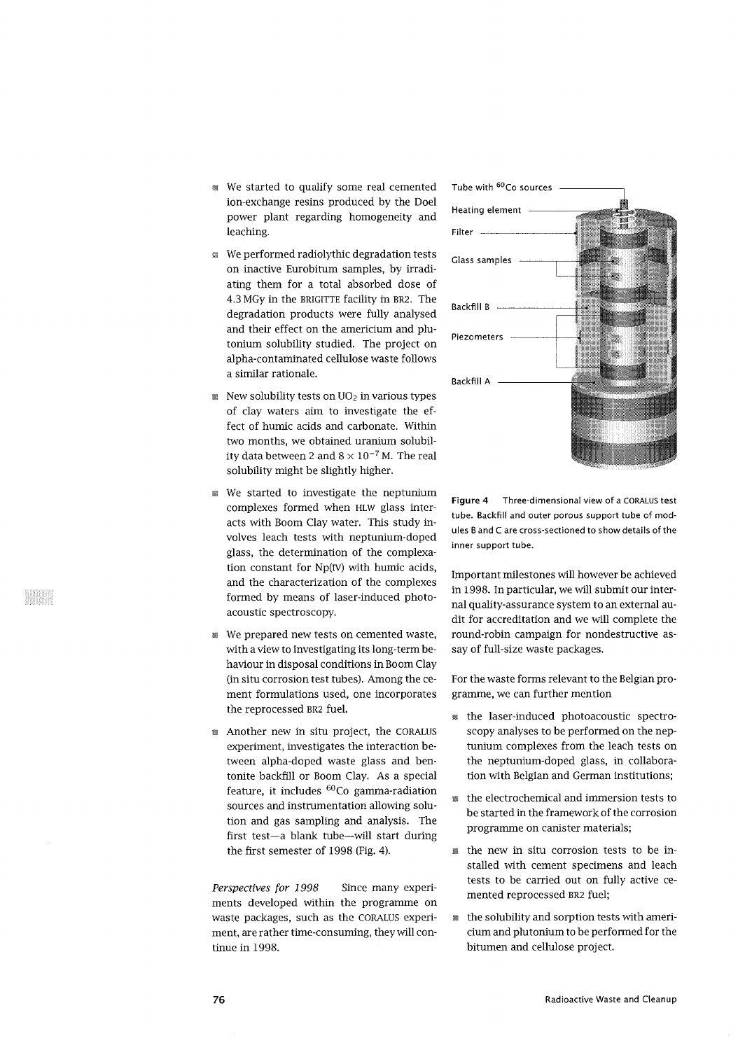- We started to qualify some real cemented ion-exchange resins produced by the Doel power plant regarding homogeneity and leaching.
- We performed radiolythic degradation tests on inactive Eurobitum samples, by irradiating them for a total absorbed dose of 4.3 MGy in the BRIGITTE facility in BR2. The degradation products were fully analysed and their effect on the americium and plutonium solubility studied. The project on alpha-contaminated cellulose waste follows a similar rationale.
- New solubility tests on $UO_2$ in various types of clay waters aim to investigate the effect of humic acids and carbonate. Within two months, we obtained uranium solubility data between 2 and $8 \times 10^{-7}$ M. The real solubility might be slightly higher.
- We started to investigate the neptunium complexes formed when HLW glass interacts with Boom Clay water. This study involves leach tests with neptunium-doped glass, the determination of the complexation constant for Np(IV) with humic acids, and the characterization of the complexes formed by means of laser-induced photoacoustic spectroscopy.
- We prepared new tests on cemented waste, with a view to investigating its long-term behaviour in disposal conditions in Boom Clay (in situ corrosion test tubes). Among the cement formulations used, one incorporates the reprocessed BR2 fuel.
- Another new in situ project, the CORALUS experiment, investigates the interaction between alpha-doped waste glass and bentonite backfill or Boom Clay. As a special feature, it includes $^{60}Co$ gamma-radiation sources and instrumentation allowing solution and gas sampling and analysis. The first test—a blank tube—will start during the first semester of 1998 (Fig. 4).

*Perspectives for 1998* Since many experiments developed within the programme on waste packages, such as the CORALUS experiment, are rather time-consuming, they will continue in 1998.

Tube with $^{60}Co$ sources
Heating element
Filter
Glass samples
Backfill B
Piezometers
Backfill A

**Figure 4** Three-dimensional view of a CORALUS test tube. Backfill and outer porous support tube of modules B and C are cross-sectioned to show details of the inner support tube.

Important milestones will however be achieved in 1998. In particular, we will submit our internal quality-assurance system to an external audit for accreditation and we will complete the round-robin campaign for nondestructive assay of full-size waste packages.

For the waste forms relevant to the Belgian programme, we can further mention

- the laser-induced photoacoustic spectroscopy analyses to be performed on the neptunium complexes from the leach tests on the neptunium-doped glass, in collaboration with Belgian and German institutions;
- the electrochemical and immersion tests to be started in the framework of the corrosion programme on canister materials;
- the new in situ corrosion tests to be installed with cement specimens and leach tests to be carried out on fully active cemented reprocessed BR2 fuel;
- the solubility and sorption tests with americium and plutonium to be performed for the bitumen and cellulose project.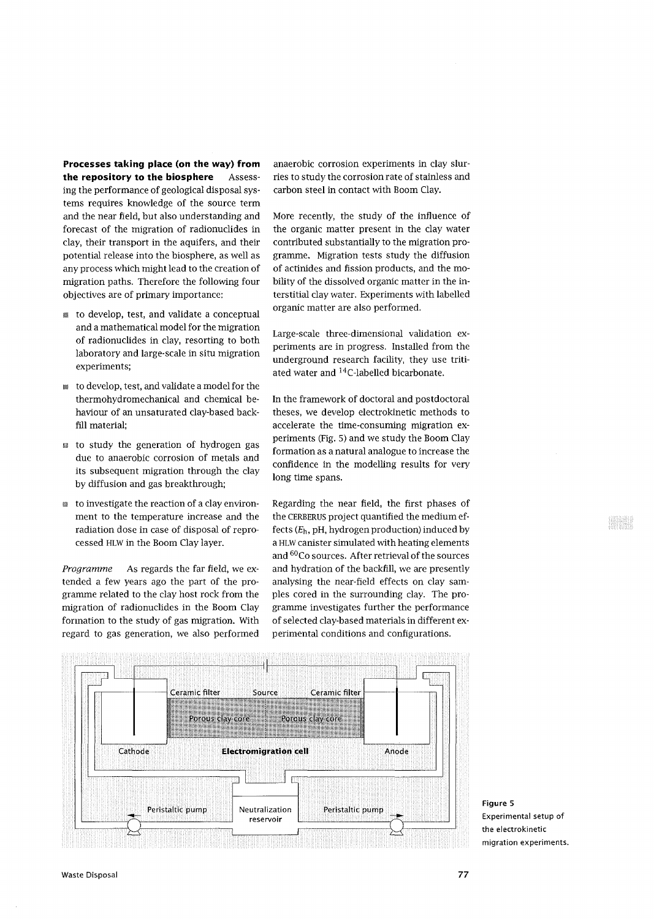**Processes taking place (on the way) from the repository to the biosphere** Assessing the performance of geological disposal systems requires knowledge of the source term and the near field, but also understanding and forecast of the migration of radionuclides in clay, their transport in the aquifers, and their potential release into the biosphere, as well as any process which might lead to the creation of migration paths. Therefore the following four objectives are of primary importance:

- to develop, test, and validate a conceptual and a mathematical model for the migration of radionuclides in clay, resorting to both laboratory and large-scale in situ migration experiments;
- to develop, test, and validate a model for the thermohydromechanical and chemical behaviour of an unsaturated clay-based backfill material;
- to study the generation of hydrogen gas due to anaerobic corrosion of metals and its subsequent migration through the clay by diffusion and gas breakthrough;
- to investigate the reaction of a clay environment to the temperature increase and the radiation dose in case of disposal of reprocessed HLW in the Boom Clay layer.

*Programme* As regards the far field, we extended a few years ago the part of the programme related to the clay host rock from the migration of radionuclides in the Boom Clay formation to the study of gas migration. With regard to gas generation, we also performed anaerobic corrosion experiments in clay slurries to study the corrosion rate of stainless and carbon steel in contact with Boom Clay.

More recently, the study of the influence of the organic matter present in the clay water contributed substantially to the migration programme. Migration tests study the diffusion of actinides and fission products, and the mobility of the dissolved organic matter in the interstitial clay water. Experiments with labelled organic matter are also performed.

Large-scale three-dimensional validation experiments are in progress. Installed from the underground research facility, they use tritiated water and $^{14}C$-labelled bicarbonate.

In the framework of doctoral and postdoctoral theses, we develop electrokinetic methods to accelerate the time-consuming migration experiments (Fig. 5) and we study the Boom Clay formation as a natural analogue to increase the confidence in the modelling results for very long time spans.

Regarding the near field, the first phases of the CERBERUS project quantified the medium effects ($E_h$, pH, hydrogen production) induced by a HLW canister simulated with heating elements and $^{60}Co$ sources. After retrieval of the sources and hydration of the backfill, we are presently analysing the near-field effects on clay samples cored in the surrounding clay. The programme investigates further the performance of selected clay-based materials in different experimental conditions and configurations.

Figure 5
Experimental setup of the electrokinetic migration experiments.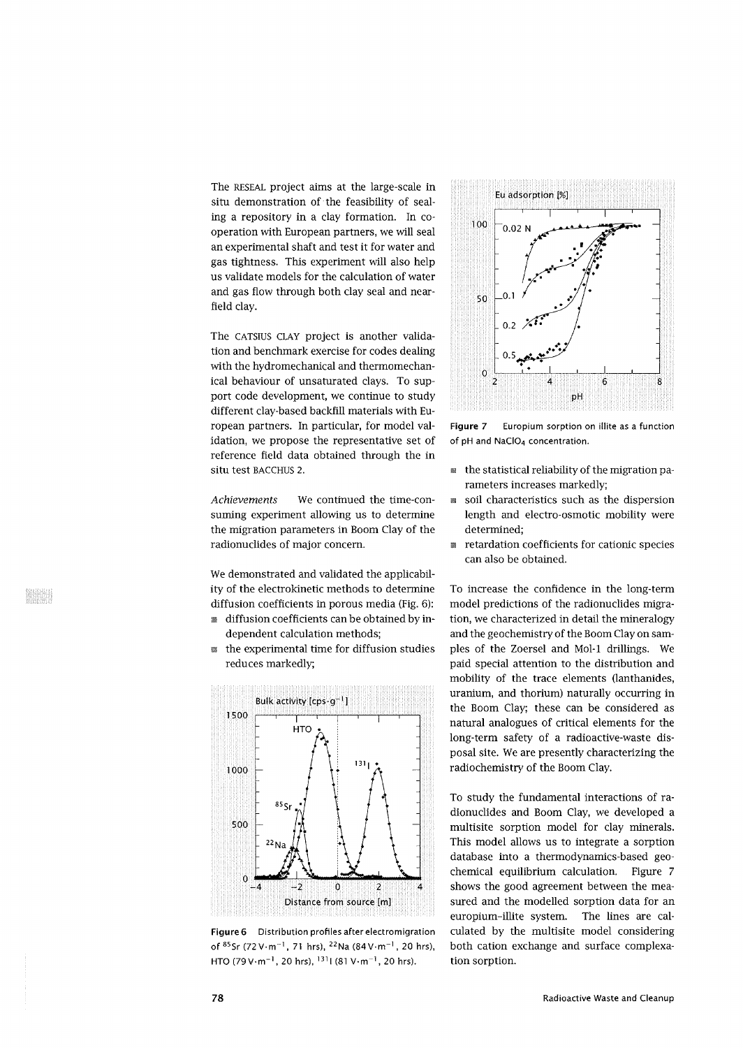The RESEAL project aims at the large-scale in situ demonstration of the feasibility of sealing a repository in a clay formation. In co-operation with European partners, we will seal an experimental shaft and test it for water and gas tightness. This experiment will also help us validate models for the calculation of water and gas flow through both clay seal and near-field clay.

The CATSIUS CLAY project is another validation and benchmark exercise for codes dealing with the hydromechanical and thermomechanical behaviour of unsaturated clays. To support code development, we continue to study different clay-based backfill materials with European partners. In particular, for model validation, we propose the representative set of reference field data obtained through the in situ test BACCHUS 2.

*Achievements* We continued the time-consuming experiment allowing us to determine the migration parameters in Boom Clay of the radionuclides of major concern.

We demonstrated and validated the applicability of the electrokinetic methods to determine diffusion coefficients in porous media (Fig. 6):

- diffusion coefficients can be obtained by independent calculation methods;
- the experimental time for diffusion studies reduces markedly;
- the statistical reliability of the migration parameters increases markedly;
- soil characteristics such as the dispersion length and electro-osmotic mobility were determined;
- retardation coefficients for cationic species can also be obtained.

**Figure 6** Distribution profiles after electromigration of $^{85}Sr$ (72 $V \cdot m^{-1}$, 71 hrs), $^{22}Na$ (84 $V \cdot m^{-1}$, 20 hrs), HTO (79 $V \cdot m^{-1}$, 20 hrs), $^{131}I$ (81 $V \cdot m^{-1}$, 20 hrs).

**Figure 7** Europium sorption on illite as a function of pH and $NaClO_4$ concentration.

To increase the confidence in the long-term model predictions of the radionuclides migration, we characterized in detail the mineralogy and the geochemistry of the Boom Clay on samples of the Zoersel and Mol-1 drillings. We paid special attention to the distribution and mobility of the trace elements (lanthanides, uranium, and thorium) naturally occurring in the Boom Clay; these can be considered as natural analogues of critical elements for the long-term safety of a radioactive-waste disposal site. We are presently characterizing the radiochemistry of the Boom Clay.

To study the fundamental interactions of radionuclides and Boom Clay, we developed a multisite sorption model for clay minerals. This model allows us to integrate a sorption database into a thermodynamics-based geochemical equilibrium calculation. Figure 7 shows the good agreement between the measured and the modelled sorption data for an europium-illite system. The lines are calculated by the multisite model considering both cation exchange and surface complexation sorption.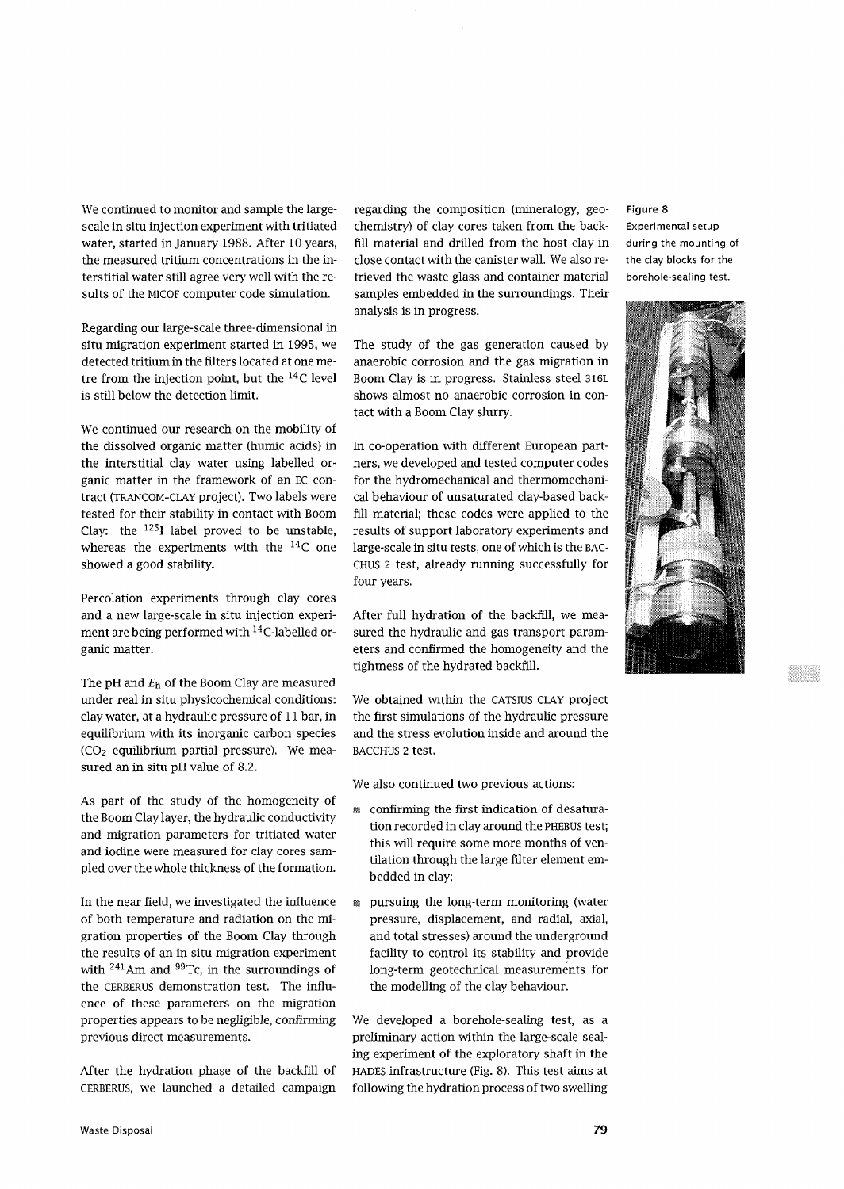We continued to monitor and sample the large-scale in situ injection experiment with tritiated water, started in January 1988. After 10 years, the measured tritium concentrations in the interstitial water still agree very well with the results of the MICOF computer code simulation.

Regarding our large-scale three-dimensional in situ migration experiment started in 1995, we detected tritium in the filters located at one metre from the injection point, but the $^{14}C$ level is still below the detection limit.

We continued our research on the mobility of the dissolved organic matter (humic acids) in the interstitial clay water using labelled organic matter in the framework of an EC contract (TRANCOM-CLAY project). Two labels were tested for their stability in contact with Boom Clay: the $^{125}I$ label proved to be unstable, whereas the experiments with the $^{14}C$ one showed a good stability.

Percolation experiments through clay cores and a new large-scale in situ injection experiment are being performed with $^{14}C$-labelled organic matter.

The pH and $E_h$ of the Boom Clay are measured under real in situ physicochemical conditions: clay water, at a hydraulic pressure of 11 bar, in equilibrium with its inorganic carbon species ($CO_2$ equilibrium partial pressure). We measured an in situ pH value of 8.2.

As part of the study of the homogeneity of the Boom Clay layer, the hydraulic conductivity and migration parameters for tritiated water and iodine were measured for clay cores sampled over the whole thickness of the formation.

In the near field, we investigated the influence of both temperature and radiation on the migration properties of the Boom Clay through the results of an in situ migration experiment with $^{241}Am$ and $^{99}Tc$, in the surroundings of the CERBERUS demonstration test. The influence of these parameters on the migration properties appears to be negligible, confirming previous direct measurements.

After the hydration phase of the backfill of CERBERUS, we launched a detailed campaign regarding the composition (mineralogy, geochemistry) of clay cores taken from the backfill material and drilled from the host clay in close contact with the canister wall. We also retrieved the waste glass and container material samples embedded in the surroundings. Their analysis is in progress.

The study of the gas generation caused by anaerobic corrosion and the gas migration in Boom Clay is in progress. Stainless steel 316L shows almost no anaerobic corrosion in contact with a Boom Clay slurry.

In co-operation with different European partners, we developed and tested computer codes for the hydromechanical and thermomechanical behaviour of unsaturated clay-based backfill material; these codes were applied to the results of support laboratory experiments and large-scale in situ tests, one of which is the BACCHUS 2 test, already running successfully for four years.

After full hydration of the backfill, we measured the hydraulic and gas transport parameters and confirmed the homogeneity and the tightness of the hydrated backfill.

We obtained within the CATSIUS CLAY project the first simulations of the hydraulic pressure and the stress evolution inside and around the BACCHUS 2 test.

We also continued two previous actions:

- confirming the first indication of desaturation recorded in clay around the PHEBUS test; this will require some more months of ventilation through the large filter element embedded in clay;
- pursuing the long-term monitoring (water pressure, displacement, and radial, axial, and total stresses) around the underground facility to control its stability and provide long-term geotechnical measurements for the modelling of the clay behaviour.

We developed a borehole-sealing test, as a preliminary action within the large-scale sealing experiment of the exploratory shaft in the HADES infrastructure (Fig. 8). This test aims at following the hydration process of two swelling

**Figure 8**
Experimental setup during the mounting of the clay blocks for the borehole-sealing test.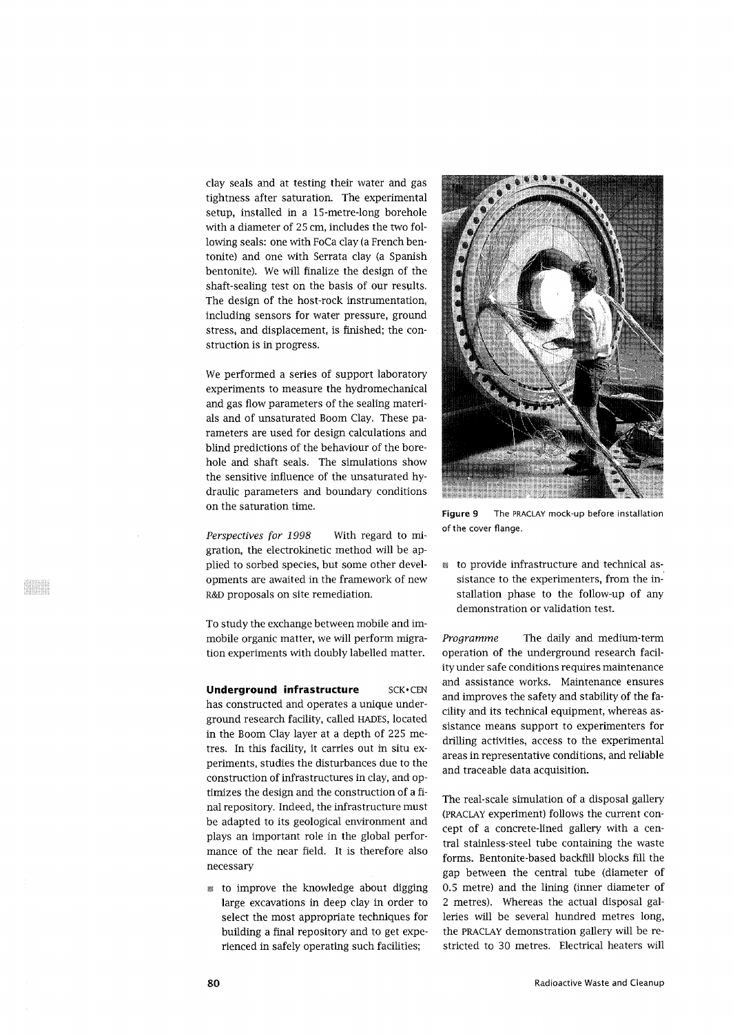clay seals and at testing their water and gas tightness after saturation. The experimental setup, installed in a 15-metre-long borehole with a diameter of 25 cm, includes the two following seals: one with FoCa clay (a French bentonite) and one with Serrata clay (a Spanish bentonite). We will finalize the design of the shaft-sealing test on the basis of our results. The design of the host-rock instrumentation, including sensors for water pressure, ground stress, and displacement, is finished; the construction is in progress.

We performed a series of support laboratory experiments to measure the hydromechanical and gas flow parameters of the sealing materials and of unsaturated Boom Clay. These parameters are used for design calculations and blind predictions of the behaviour of the borehole and shaft seals. The simulations show the sensitive influence of the unsaturated hydraulic parameters and boundary conditions on the saturation time.

*Perspectives for 1998* With regard to migration, the electrokinetic method will be applied to sorbed species, but some other developments are awaited in the framework of new R&D proposals on site remediation.

To study the exchange between mobile and immobile organic matter, we will perform migration experiments with doubly labelled matter.

**Underground infrastructure** SCK•CEN has constructed and operates a unique underground research facility, called HADES, located in the Boom Clay layer at a depth of 225 metres. In this facility, it carries out in situ experiments, studies the disturbances due to the construction of infrastructures in clay, and optimizes the design and the construction of a final repository. Indeed, the infrastructure must be adapted to its geological environment and plays an important role in the global performance of the near field. It is therefore also necessary

- to improve the knowledge about digging large excavations in deep clay in order to select the most appropriate techniques for building a final repository and to get experienced in safely operating such facilities;

**Figure 9** The PRACLAY mock-up before installation of the cover flange.

- to provide infrastructure and technical assistance to the experimenters, from the installation phase to the follow-up of any demonstration or validation test.

*Programme* The daily and medium-term operation of the underground research facility under safe conditions requires maintenance and assistance works. Maintenance ensures and improves the safety and stability of the facility and its technical equipment, whereas assistance means support to experimenters for drilling activities, access to the experimental areas in representative conditions, and reliable and traceable data acquisition.

The real-scale simulation of a disposal gallery (PRACLAY experiment) follows the current concept of a concrete-lined gallery with a central stainless-steel tube containing the waste forms. Bentonite-based backfill blocks fill the gap between the central tube (diameter of 0.5 metre) and the lining (inner diameter of 2 metres). Whereas the actual disposal galleries will be several hundred metres long, the PRACLAY demonstration gallery will be restricted to 30 metres. Electrical heaters will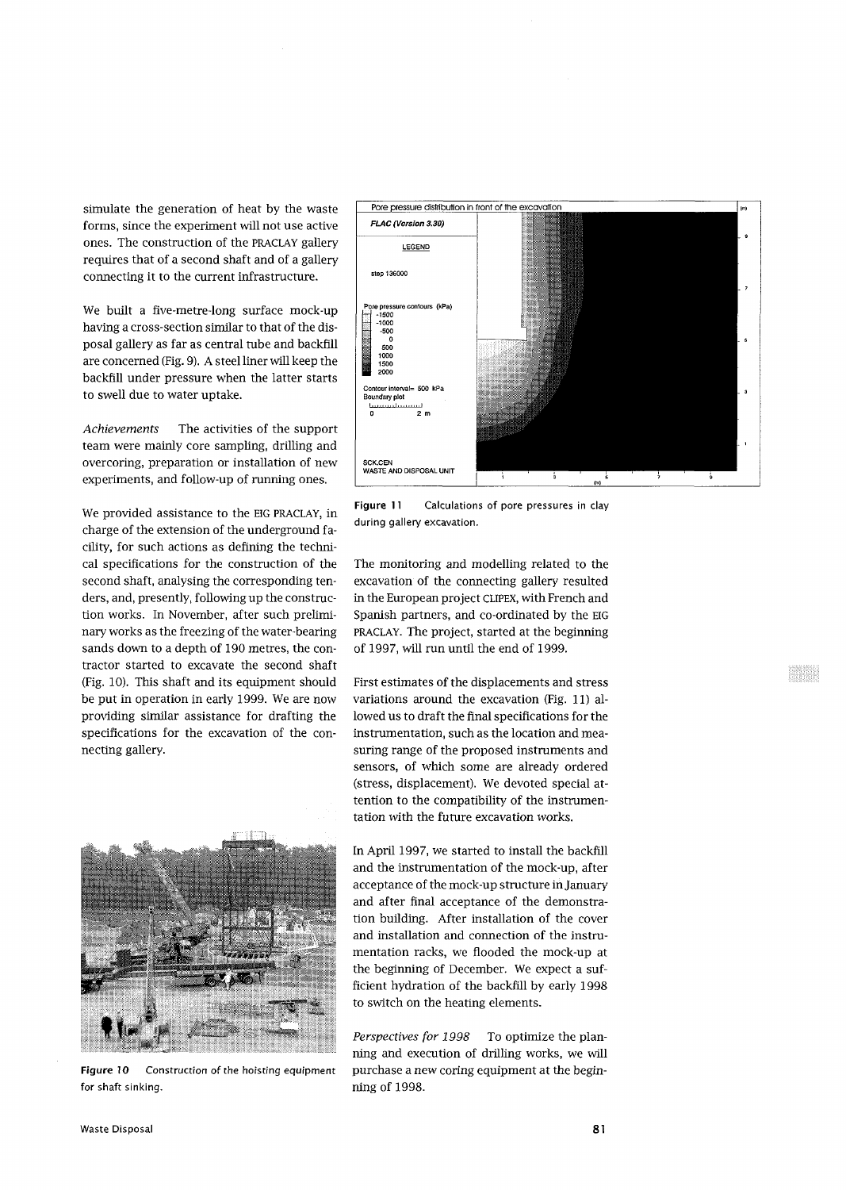simulate the generation of heat by the waste forms, since the experiment will not use active ones. The construction of the PRACLAY gallery requires that of a second shaft and of a gallery connecting it to the current infrastructure.

We built a five-metre-long surface mock-up having a cross-section similar to that of the disposal gallery as far as central tube and backfill are concerned (Fig. 9). A steel liner will keep the backfill under pressure when the latter starts to swell due to water uptake.

*Achievements* The activities of the support team were mainly core sampling, drilling and overcoring, preparation or installation of new experiments, and follow-up of running ones.

We provided assistance to the EIG PRACLAY, in charge of the extension of the underground facility, for such actions as defining the technical specifications for the construction of the second shaft, analysing the corresponding tenders, and, presently, following up the construction works. In November, after such preliminary works as the freezing of the water-bearing sands down to a depth of 190 metres, the contractor started to excavate the second shaft (Fig. 10). This shaft and its equipment should be put in operation in early 1999. We are now providing similar assistance for drafting the specifications for the excavation of the connecting gallery.

**Figure 10** Construction of the hoisting equipment for shaft sinking.

**Figure 11** Calculations of pore pressures in clay during gallery excavation.

The monitoring and modelling related to the excavation of the connecting gallery resulted in the European project CLIPEX, with French and Spanish partners, and co-ordinated by the EIG PRACLAY. The project, started at the beginning of 1997, will run until the end of 1999.

First estimates of the displacements and stress variations around the excavation (Fig. 11) allowed us to draft the final specifications for the instrumentation, such as the location and measuring range of the proposed instruments and sensors, of which some are already ordered (stress, displacement). We devoted special attention to the compatibility of the instrumentation with the future excavation works.

In April 1997, we started to install the backfill and the instrumentation of the mock-up, after acceptance of the mock-up structure in January and after final acceptance of the demonstration building. After installation of the cover and installation and connection of the instrumentation racks, we flooded the mock-up at the beginning of December. We expect a sufficient hydration of the backfill by early 1998 to switch on the heating elements.

*Perspectives for 1998* To optimize the planning and execution of drilling works, we will purchase a new coring equipment at the beginning of 1998.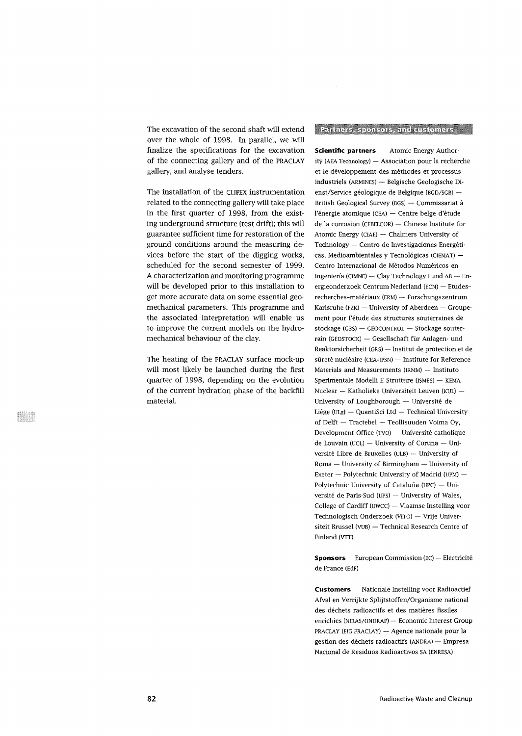The excavation of the second shaft will extend over the whole of 1998. In parallel, we will finalize the specifications for the excavation of the connecting gallery and of the PRACLAY gallery, and analyse tenders.

The installation of the CLIPEX instrumentation related to the connecting gallery will take place in the first quarter of 1998, from the existing underground structure (test drift); this will guarantee sufficient time for restoration of the ground conditions around the measuring devices before the start of the digging works, scheduled for the second semester of 1999. A characterization and monitoring programme will be developed prior to this installation to get more accurate data on some essential geomechanical parameters. This programme and the associated interpretation will enable us to improve the current models on the hydromechanical behaviour of the clay.

The heating of the PRACLAY surface mock-up will most likely be launched during the first quarter of 1998, depending on the evolution of the current hydration phase of the backfill material.

## Partners, sponsors, and customers

**Scientific partners** Atomic Energy Authority (AEA Technology) — Association pour la recherche et le développement des méthodes et processus industriels (ARMINES) — Belgische Geologische Dienst/Service géologique de Belgique (BGD/SGB) — British Geological Survey (BGS) — Commissariat à l'énergie atomique (CEA) — Centre belge d'étude de la corrosion (CEBELCOR) — Chinese Institute for Atomic Energy (CIAE) — Chalmers University of Technology — Centro de Investigaciones Energéticas, Medioambientales y Tecnológicas (CIEMAT) — Centro Internacional de Métodos Numéricos en Ingeniería (CIMNE) — Clay Technology Lund AB — Energieonderzoek Centrum Nederland (ECN) — Etudes-recherches-matériaux (ERM) — Forschungszentrum Karlsruhe (FZK) — University of Aberdeen — Groupement pour l'étude des structures souterraines de stockage (G3S) — GEOCONTROL — Stockage souterrain (GEOSTOCK) — Gesellschaft für Anlagen- und Reaktorsicherheit (GRS) — Institut de protection et de sûreté nucléaire (CEA-IPSN) — Institute for Reference Materials and Measurements (IRMM) — Instituto Sperimentale Modelli E Strutture (ISMES) — KEMA Nuclear — Katholieke Universiteit Leuven (KUL) — University of Loughborough — Université de Liège (ULg) — QuantiSci Ltd — Technical University of Delft — Tractebel — Teollisuuden Voima Oy, Development Office (TVO) — Université catholique de Louvain (UCL) — University of Coruna — Université Libre de Bruxelles (ULB) — University of Roma — University of Birmingham — University of Exeter — Polytechnic University of Madrid (UPM) — Polytechnic University of Cataluña (UPC) — Université de Paris-Sud (UPS) — University of Wales, College of Cardiff (UWCC) — Vlaamse Instelling voor Technologisch Onderzoek (VITO) — Vrije Universiteit Brussel (VUB) — Technical Research Centre of Finland (VTT)

**Sponsors** European Commission (EC) — Electricité de France (EdF)

**Customers** Nationale Instelling voor Radioactief Afval en Verrijkte Splijtstoffen/Organisme national des déchets radioactifs et des matières fissiles enrichies (NIRAS/ONDRAF) — Economic Interest Group PRACLAY (EIG PRACLAY) — Agence nationale pour la gestion des déchets radioactifs (ANDRA) — Empresa Nacional de Residuos Radioactivos SA (ENRESA)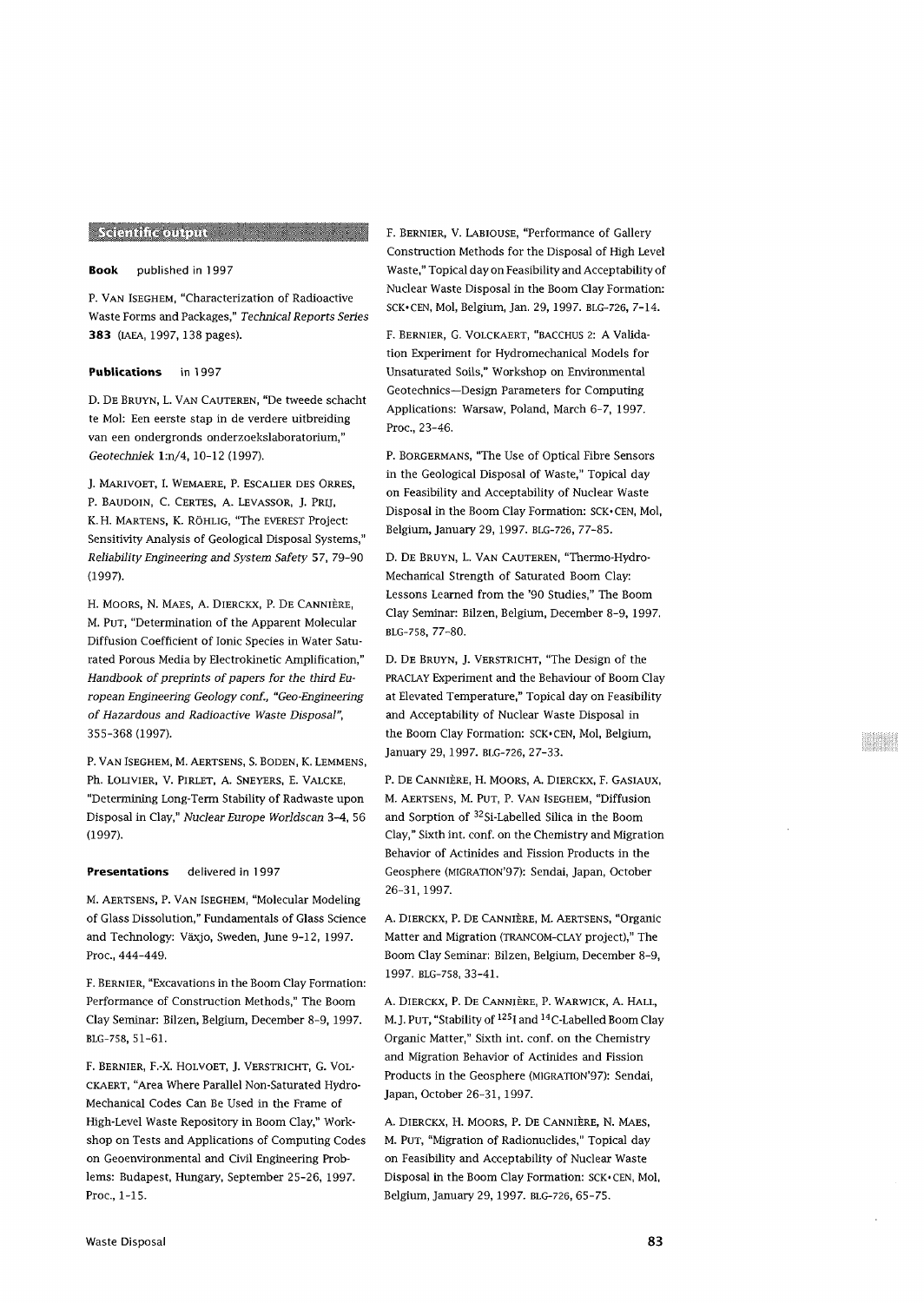## Scientific output

**Book** published in 1997

P. Van Iseghem, "Characterization of Radioactive Waste Forms and Packages," *Technical Reports Series* **383** (IAEA, 1997, 138 pages).

**Publications** in 1997

D. De Bruyn, L. Van Cauteren, "De tweede schacht te Mol: Een eerste stap in de verdere uitbreiding van een ondergronds onderzoekslaboratorium," *Geotechniek* 1:n/4, 10–12 (1997).

J. Marivoet, I. Wemaere, P. Escalier des Orres, P. Baudoin, C. Certes, A. Levassor, J. Prij, K.H. Martens, K. Röhlig, "The EVEREST Project: Sensitivity Analysis of Geological Disposal Systems," *Reliability Engineering and System Safety* 57, 79–90 (1997).

H. Moors, N. Maes, A. Dierckx, P. De Cannière, M. Put, "Determination of the Apparent Molecular Diffusion Coefficient of Ionic Species in Water Saturated Porous Media by Electrokinetic Amplification," *Handbook of preprints of papers for the third European Engineering Geology conf., "Geo-Engineering of Hazardous and Radioactive Waste Disposal"*, 355–368 (1997).

P. Van Iseghem, M. Aertsens, S. Boden, K. Lemmens, Ph. Lolivier, V. Pirlet, A. Sneyers, E. Valcke, "Determining Long-Term Stability of Radwaste upon Disposal in Clay," *Nuclear Europe Worldscan* 3–4, 56 (1997).

**Presentations** delivered in 1997

M. Aertsens, P. Van Iseghem, "Molecular Modeling of Glass Dissolution," Fundamentals of Glass Science and Technology: Växjo, Sweden, June 9–12, 1997. Proc., 444–449.

F. Bernier, "Excavations in the Boom Clay Formation: Performance of Construction Methods," The Boom Clay Seminar: Bilzen, Belgium, December 8–9, 1997. BLG-758, 51–61.

F. Bernier, F.-X. Holvoet, J. Verstricht, G. Volckaert, "Area Where Parallel Non-Saturated Hydro-Mechanical Codes Can Be Used in the Frame of High-Level Waste Repository in Boom Clay," Workshop on Tests and Applications of Computing Codes on Geoenvironmental and Civil Engineering Problems: Budapest, Hungary, September 25–26, 1997. Proc., 1–15.

F. Bernier, V. Labiouse, "Performance of Gallery Construction Methods for the Disposal of High Level Waste," Topical day on Feasibility and Acceptability of Nuclear Waste Disposal in the Boom Clay Formation: SCK•CEN, Mol, Belgium, Jan. 29, 1997. BLG-726, 7–14.

F. Bernier, G. Volckaert, "BACCHUS 2: A Validation Experiment for Hydromechanical Models for Unsaturated Soils," Workshop on Environmental Geotechnics—Design Parameters for Computing Applications: Warsaw, Poland, March 6–7, 1997. Proc., 23–46.

P. Borgermans, "The Use of Optical Fibre Sensors in the Geological Disposal of Waste," Topical day on Feasibility and Acceptability of Nuclear Waste Disposal in the Boom Clay Formation: SCK•CEN, Mol, Belgium, January 29, 1997. BLG-726, 77–85.

D. De Bruyn, L. Van Cauteren, "Thermo-Hydro-Mechanical Strength of Saturated Boom Clay: Lessons Learned from the '90 Studies," The Boom Clay Seminar: Bilzen, Belgium, December 8–9, 1997. BLG-758, 77–80.

D. De Bruyn, J. Verstricht, "The Design of the PRACLAY Experiment and the Behaviour of Boom Clay at Elevated Temperature," Topical day on Feasibility and Acceptability of Nuclear Waste Disposal in the Boom Clay Formation: SCK•CEN, Mol, Belgium, January 29, 1997. BLG-726, 27–33.

P. De Cannière, H. Moors, A. Dierckx, F. Gasiaux, M. Aertsens, M. Put, P. Van Iseghem, "Diffusion and Sorption of $^{32}$Si-Labelled Silica in the Boom Clay," Sixth int. conf. on the Chemistry and Migration Behavior of Actinides and Fission Products in the Geosphere (MIGRATION'97): Sendai, Japan, October 26–31, 1997.

A. Dierckx, P. De Cannière, M. Aertsens, "Organic Matter and Migration (TRANCOM-CLAY project)," The Boom Clay Seminar: Bilzen, Belgium, December 8–9, 1997. BLG-758, 33–41.

A. Dierckx, P. De Cannière, P. Warwick, A. Hall, M.J. Put, "Stability of $^{125}$I and $^{14}$C-Labelled Boom Clay Organic Matter," Sixth int. conf. on the Chemistry and Migration Behavior of Actinides and Fission Products in the Geosphere (MIGRATION'97): Sendai, Japan, October 26–31, 1997.

A. Dierckx, H. Moors, P. De Cannière, N. Maes, M. Put, "Migration of Radionuclides," Topical day on Feasibility and Acceptability of Nuclear Waste Disposal in the Boom Clay Formation: SCK•CEN, Mol, Belgium, January 29, 1997. BLG-726, 65–75.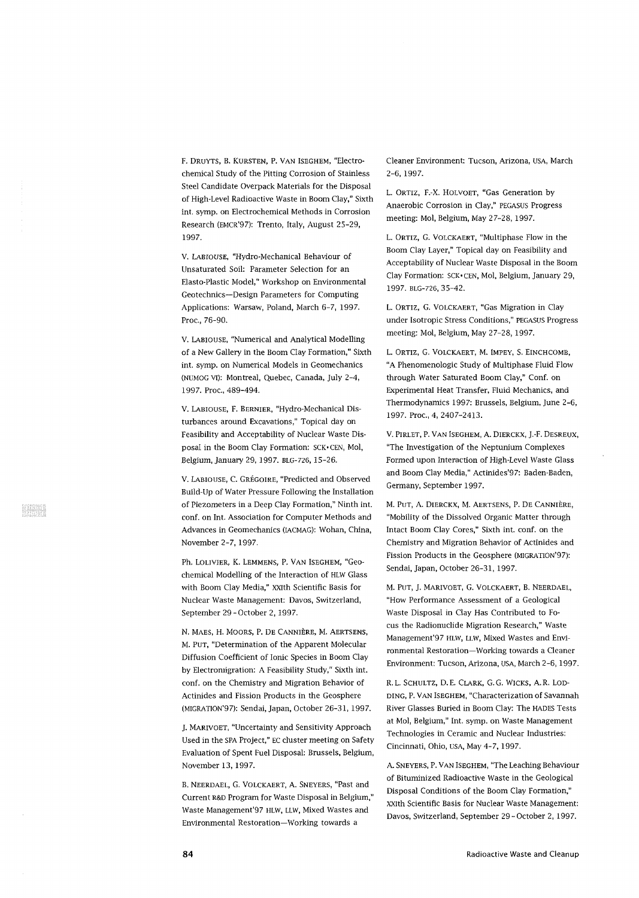F. Druyts, B. Kursten, P. Van Iseghem, "Electrochemical Study of the Pitting Corrosion of Stainless Steel Candidate Overpack Materials for the Disposal of High-Level Radioactive Waste in Boom Clay," Sixth int. symp. on Electrochemical Methods in Corrosion Research (EMCR'97): Trento, Italy, August 25-29, 1997.

V. Labiouse, "Hydro-Mechanical Behaviour of Unsaturated Soil: Parameter Selection for an Elasto-Plastic Model," Workshop on Environmental Geotechnics—Design Parameters for Computing Applications: Warsaw, Poland, March 6-7, 1997. Proc., 76-90.

V. Labiouse, "Numerical and Analytical Modelling of a New Gallery in the Boom Clay Formation," Sixth int. symp. on Numerical Models in Geomechanics (NUMOG VI): Montreal, Quebec, Canada, July 2-4, 1997. Proc., 489-494.

V. Labiouse, F. Bernier, "Hydro-Mechanical Disturbances around Excavations," Topical day on Feasibility and Acceptability of Nuclear Waste Disposal in the Boom Clay Formation: SCK•CEN, Mol, Belgium, January 29, 1997. BLG-726, 15-26.

V. Labiouse, C. Grégoire, "Predicted and Observed Build-Up of Water Pressure Following the Installation of Piezometers in a Deep Clay Formation," Ninth int. conf. on Int. Association for Computer Methods and Advances in Geomechanics (IACMAG): Wohan, China, November 2-7, 1997.

Ph. Lolivier, K. Lemmens, P. Van Iseghem, "Geochemical Modelling of the Interaction of HLW Glass with Boom Clay Media," XXIth Scientific Basis for Nuclear Waste Management: Davos, Switzerland, September 29 - October 2, 1997.

N. Maes, H. Moors, P. De Cannière, M. Aertsens, M. Put, "Determination of the Apparent Molecular Diffusion Coefficient of Ionic Species in Boom Clay by Electromigration: A Feasibility Study," Sixth int. conf. on the Chemistry and Migration Behavior of Actinides and Fission Products in the Geosphere (MIGRATION'97): Sendai, Japan, October 26-31, 1997.

J. Marivoet, "Uncertainty and Sensitivity Approach Used in the SPA Project," EC cluster meeting on Safety Evaluation of Spent Fuel Disposal: Brussels, Belgium, November 13, 1997.

B. Neerdael, G. Volckaert, A. Sneyers, "Past and Current R&D Program for Waste Disposal in Belgium," Waste Management'97 HLW, LLW, Mixed Wastes and Environmental Restoration—Working towards a Cleaner Environment: Tucson, Arizona, USA, March 2-6, 1997.

L. Ortiz, F.-X. Holvoet, "Gas Generation by Anaerobic Corrosion in Clay," PEGASUS Progress meeting: Mol, Belgium, May 27-28, 1997.

L. Ortiz, G. Volckaert, "Multiphase Flow in the Boom Clay Layer," Topical day on Feasibility and Acceptability of Nuclear Waste Disposal in the Boom Clay Formation: SCK•CEN, Mol, Belgium, January 29, 1997. BLG-726, 35-42.

L. Ortiz, G. Volckaert, "Gas Migration in Clay under Isotropic Stress Conditions," PEGASUS Progress meeting: Mol, Belgium, May 27-28, 1997.

L. Ortiz, G. Volckaert, M. Impey, S. Einchcomb, "A Phenomenologic Study of Multiphase Fluid Flow through Water Saturated Boom Clay," Conf. on Experimental Heat Transfer, Fluid Mechanics, and Thermodynamics 1997: Brussels, Belgium, June 2-6, 1997. Proc., 4, 2407-2413.

V. Pirlet, P. Van Iseghem, A. Dierckx, J.-F. Desreux, "The Investigation of the Neptunium Complexes Formed upon Interaction of High-Level Waste Glass and Boom Clay Media," Actinides'97: Baden-Baden, Germany, September 1997.

M. Put, A. Dierckx, M. Aertsens, P. De Cannière, "Mobility of the Dissolved Organic Matter through Intact Boom Clay Cores," Sixth int. conf. on the Chemistry and Migration Behavior of Actinides and Fission Products in the Geosphere (MIGRATION'97): Sendai, Japan, October 26-31, 1997.

M. Put, J. Marivoet, G. Volckaert, B. Neerdael, "How Performance Assessment of a Geological Waste Disposal in Clay Has Contributed to Focus the Radionuclide Migration Research," Waste Management'97 HLW, LLW, Mixed Wastes and Environmental Restoration—Working towards a Cleaner Environment: Tucson, Arizona, USA, March 2-6, 1997.

R. L. Schultz, D. E. Clark, G. G. Wicks, A. R. Lodding, P. Van Iseghem, "Characterization of Savannah River Glasses Buried in Boom Clay: The HADES Tests at Mol, Belgium," Int. symp. on Waste Management Technologies in Ceramic and Nuclear Industries: Cincinnati, Ohio, USA, May 4-7, 1997.

A. Sneyers, P. Van Iseghem, "The Leaching Behaviour of Bituminized Radioactive Waste in the Geological Disposal Conditions of the Boom Clay Formation," XXIth Scientific Basis for Nuclear Waste Management: Davos, Switzerland, September 29 - October 2, 1997.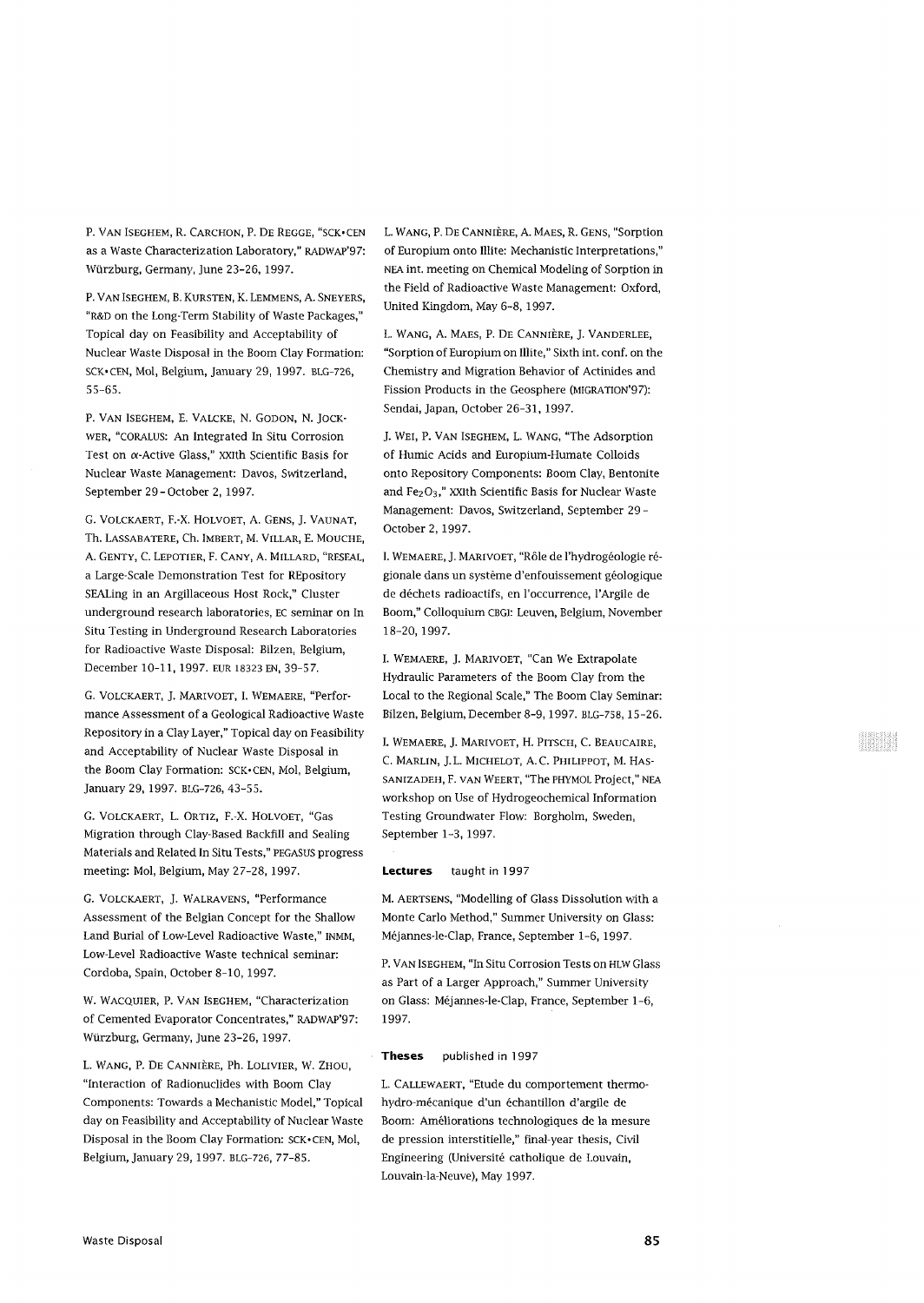P. Van Iseghem, R. Carchon, P. De Regge, "SCK•CEN as a Waste Characterization Laboratory," RADWAP'97: Würzburg, Germany, June 23-26, 1997.

P. Van Iseghem, B. Kursten, K. Lemmens, A. Sneyers, "R&D on the Long-Term Stability of Waste Packages," Topical day on Feasibility and Acceptability of Nuclear Waste Disposal in the Boom Clay Formation: SCK•CEN, Mol, Belgium, January 29, 1997. BLG-726, 55-65.

P. Van Iseghem, E. Valcke, N. Godon, N. Jockwer, "CORALUS: An Integrated In Situ Corrosion Test on α-Active Glass," XXIth Scientific Basis for Nuclear Waste Management: Davos, Switzerland, September 29 - October 2, 1997.

G. Volckaert, F.-X. Holvoet, A. Gens, J. Vaunat, Th. Lassabatere, Ch. Imbert, M. Villar, E. Mouche, A. Genty, C. Lepotier, F. Cany, A. Millard, "RESEAL, a Large-Scale Demonstration Test for REpository SEALing in an Argillaceous Host Rock," Cluster underground research laboratories, EC seminar on In Situ Testing in Underground Research Laboratories for Radioactive Waste Disposal: Bilzen, Belgium, December 10-11, 1997. EUR 18323 EN, 39-57.

G. Volckaert, J. Marivoet, I. Wemaere, "Performance Assessment of a Geological Radioactive Waste Repository in a Clay Layer," Topical day on Feasibility and Acceptability of Nuclear Waste Disposal in the Boom Clay Formation: SCK•CEN, Mol, Belgium, January 29, 1997. BLG-726, 43-55.

G. Volckaert, L. Ortiz, F.-X. Holvoet, "Gas Migration through Clay-Based Backfill and Sealing Materials and Related In Situ Tests," PEGASUS progress meeting: Mol, Belgium, May 27-28, 1997.

G. Volckaert, J. Walravens, "Performance Assessment of the Belgian Concept for the Shallow Land Burial of Low-Level Radioactive Waste," INMM, Low-Level Radioactive Waste technical seminar: Cordoba, Spain, October 8-10, 1997.

W. Wacquier, P. Van Iseghem, "Characterization of Cemented Evaporator Concentrates," RADWAP'97: Würzburg, Germany, June 23-26, 1997.

L. Wang, P. De Cannière, Ph. Lolivier, W. Zhou, "Interaction of Radionuclides with Boom Clay Components: Towards a Mechanistic Model," Topical day on Feasibility and Acceptability of Nuclear Waste Disposal in the Boom Clay Formation: SCK•CEN, Mol, Belgium, January 29, 1997. BLG-726, 77-85.

L. Wang, P. De Cannière, A. Maes, R. Gens, "Sorption of Europium onto Illite: Mechanistic Interpretations," NEA int. meeting on Chemical Modeling of Sorption in the Field of Radioactive Waste Management: Oxford, United Kingdom, May 6-8, 1997.

L. Wang, A. Maes, P. De Cannière, J. Vanderlee, "Sorption of Europium on Illite," Sixth int. conf. on the Chemistry and Migration Behavior of Actinides and Fission Products in the Geosphere (MIGRATION'97): Sendai, Japan, October 26-31, 1997.

J. Wei, P. Van Iseghem, L. Wang, "The Adsorption of Humic Acids and Europium-Humate Colloids onto Repository Components: Boom Clay, Bentonite and $Fe_2O_3$," XXIth Scientific Basis for Nuclear Waste Management: Davos, Switzerland, September 29 - October 2, 1997.

I. Wemaere, J. Marivoet, "Rôle de l'hydrogéologie régionale dans un système d'enfouissement géologique de déchets radioactifs, en l'occurrence, l'Argile de Boom," Colloquium CBGI: Leuven, Belgium, November 18-20, 1997.

I. Wemaere, J. Marivoet, "Can We Extrapolate Hydraulic Parameters of the Boom Clay from the Local to the Regional Scale," The Boom Clay Seminar: Bilzen, Belgium, December 8-9, 1997. BLG-758, 15-26.

I. Wemaere, J. Marivoet, H. Pitsch, C. Beaucaire, C. Marlin, J.L. Michelot, A.C. Philippot, M. Hassanizadeh, F. van Weert, "The PHYMOL Project," NEA workshop on Use of Hydrogeochemical Information Testing Groundwater Flow: Borgholm, Sweden, September 1-3, 1997.

**Lectures** taught in 1997

M. Aertsens, "Modelling of Glass Dissolution with a Monte Carlo Method," Summer University on Glass: Méjannes-le-Clap, France, September 1-6, 1997.

P. Van Iseghem, "In Situ Corrosion Tests on HLW Glass as Part of a Larger Approach," Summer University on Glass: Méjannes-le-Clap, France, September 1-6, 1997.

**Theses** published in 1997

L. Callewaert, "Etude du comportement thermo-hydro-mécanique d'un échantillon d'argile de Boom: Améliorations technologiques de la mesure de pression interstitielle," final-year thesis, Civil Engineering (Université catholique de Louvain, Louvain-la-Neuve), May 1997.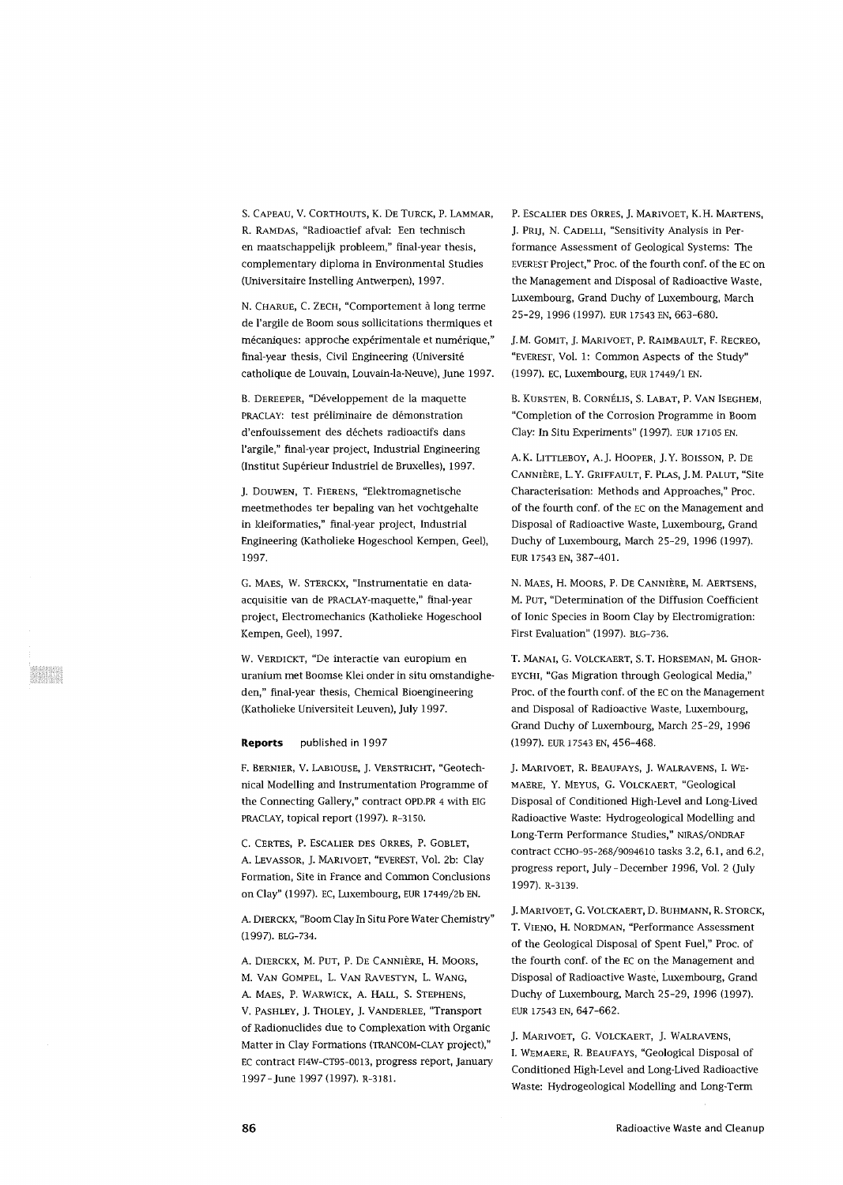S. Capeau, V. Corthouts, K. De Turck, P. Lammar, R. Ramdas, "Radioactief afval: Een technisch en maatschappelijk probleem," final-year thesis, complementary diploma in Environmental Studies (Universitaire Instelling Antwerpen), 1997.

N. Charue, C. Zech, "Comportement à long terme de l'argile de Boom sous sollicitations thermiques et mécaniques: approche expérimentale et numérique," final-year thesis, Civil Engineering (Université catholique de Louvain, Louvain-la-Neuve), June 1997.

B. Dereeper, "Développement de la maquette PRACLAY: test préliminaire de démonstration d'enfouissement des déchets radioactifs dans l'argile," final-year project, Industrial Engineering (Institut Supérieur Industriel de Bruxelles), 1997.

J. Douwen, T. Fierens, "Elektromagnetische meetmethodes ter bepaling van het vochtgehalte in kleiformaties," final-year project, Industrial Engineering (Katholieke Hogeschool Kempen, Geel), 1997.

G. Maes, W. Sterckx, "Instrumentatie en data-acquisitie van de PRACLAY-maquette," final-year project, Electromechanics (Katholieke Hogeschool Kempen, Geel), 1997.

W. Verdickt, "De interactie van europium en uranium met Boomse Klei onder in situ omstandigheden," final-year thesis, Chemical Bioengineering (Katholieke Universiteit Leuven), July 1997.

**Reports** published in 1997

F. Bernier, V. Labiouse, J. Verstricht, "Geotechnical Modelling and Instrumentation Programme of the Connecting Gallery," contract OPD.PR 4 with EIG PRACLAY, topical report (1997). R-3150.

C. Certes, P. Escalier des Orres, P. Goblet, A. Levassor, J. Marivoet, "EVEREST, Vol. 2b: Clay Formation, Site in France and Common Conclusions on Clay" (1997). EC, Luxembourg, EUR 17449/2b EN.

A. Dierckx, "Boom Clay In Situ Pore Water Chemistry" (1997). BLG-734.

A. Dierckx, M. Put, P. De Cannière, H. Moors, M. Van Gompel, L. Van Ravestyn, L. Wang, A. Maes, P. Warwick, A. Hall, S. Stephens, V. Pashley, J. Tholey, J. Vanderlee, "Transport of Radionuclides due to Complexation with Organic Matter in Clay Formations (TRANCOM-CLAY project)," EC contract FI4W-CT95-0013, progress report, January 1997 - June 1997 (1997). R-3181.

P. Escalier des Orres, J. Marivoet, K.H. Martens, J. Prij, N. Cadelli, "Sensitivity Analysis in Performance Assessment of Geological Systems: The EVEREST Project," Proc. of the fourth conf. of the EC on the Management and Disposal of Radioactive Waste, Luxembourg, Grand Duchy of Luxembourg, March 25-29, 1996 (1997). EUR 17543 EN, 663-680.

J.M. Gomit, J. Marivoet, P. Raimbault, F. Recreo, "EVEREST, Vol. 1: Common Aspects of the Study" (1997). EC, Luxembourg, EUR 17449/1 EN.

B. Kursten, B. Cornélis, S. Labat, P. Van Iseghem, "Completion of the Corrosion Programme in Boom Clay: In Situ Experiments" (1997). EUR 17105 EN.

A.K. Littleboy, A.J. Hooper, J.Y. Boisson, P. De Cannière, L.Y. Griffault, F. Plas, J.M. Palut, "Site Characterisation: Methods and Approaches," Proc. of the fourth conf. of the EC on the Management and Disposal of Radioactive Waste, Luxembourg, Grand Duchy of Luxembourg, March 25-29, 1996 (1997). EUR 17543 EN, 387-401.

N. Maes, H. Moors, P. De Cannière, M. Aertsens, M. Put, "Determination of the Diffusion Coefficient of Ionic Species in Boom Clay by Electromigration: First Evaluation" (1997). BLG-736.

T. Manai, G. Volckaert, S.T. Horseman, M. Ghoreychi, "Gas Migration through Geological Media," Proc. of the fourth conf. of the EC on the Management and Disposal of Radioactive Waste, Luxembourg, Grand Duchy of Luxembourg, March 25-29, 1996 (1997). EUR 17543 EN, 456-468.

J. Marivoet, R. Beaufays, J. Walravens, I. Wemaere, Y. Meyus, G. Volckaert, "Geological Disposal of Conditioned High-Level and Long-Lived Radioactive Waste: Hydrogeological Modelling and Long-Term Performance Studies," NIRAS/ONDRAF contract CCHO-95-268/9094610 tasks 3.2, 6.1, and 6.2, progress report, July - December 1996, Vol. 2 (July 1997). R-3139.

J. Marivoet, G. Volckaert, D. Buhmann, R. Storck, T. Vieno, H. Nordman, "Performance Assessment of the Geological Disposal of Spent Fuel," Proc. of the fourth conf. of the EC on the Management and Disposal of Radioactive Waste, Luxembourg, Grand Duchy of Luxembourg, March 25-29, 1996 (1997). EUR 17543 EN, 647-662.

J. Marivoet, G. Volckaert, J. Walravens, I. Wemaere, R. Beaufays, "Geological Disposal of Conditioned High-Level and Long-Lived Radioactive Waste: Hydrogeological Modelling and Long-Term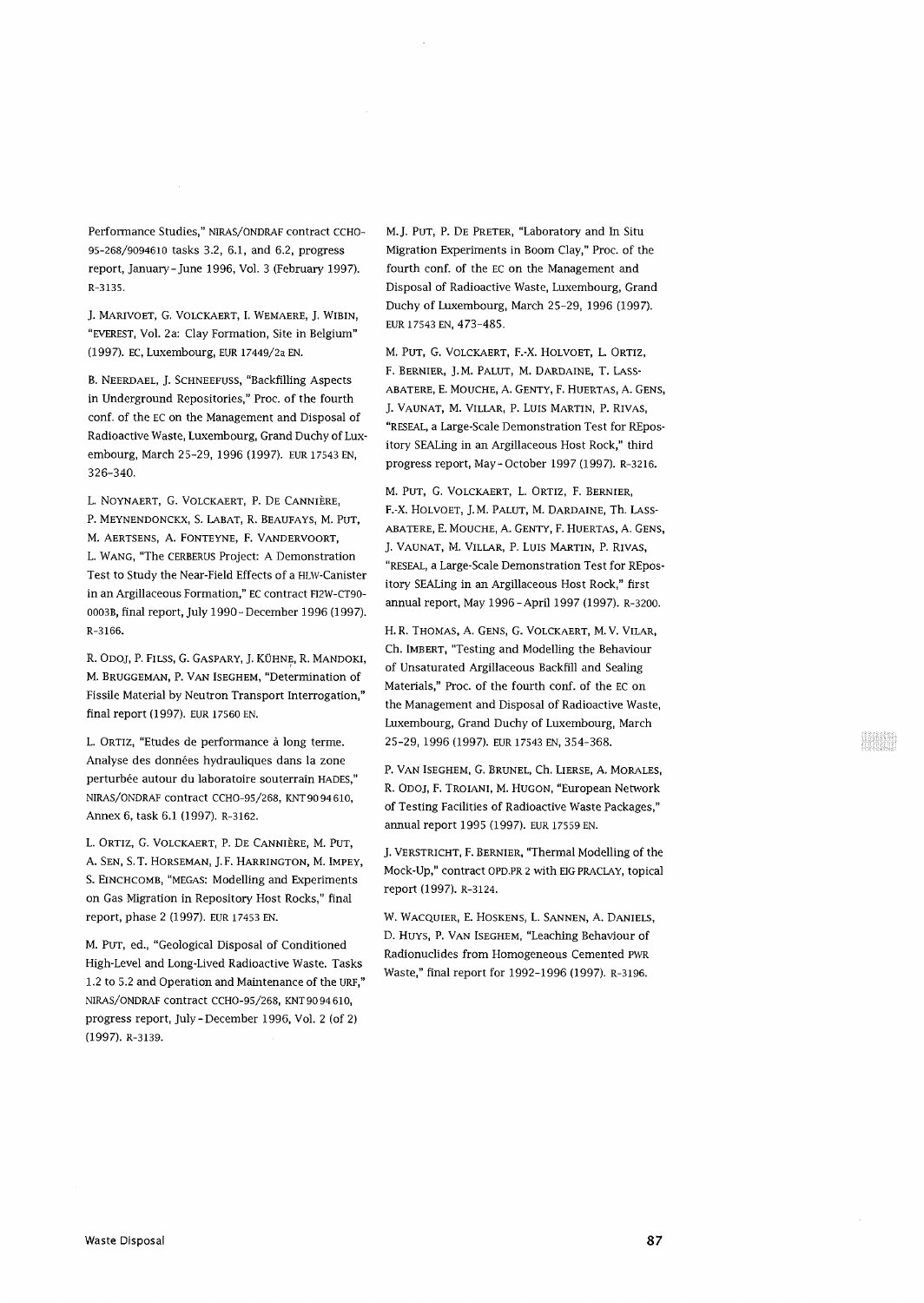Performance Studies," NIRAS/ONDRAF contract CCHO-95-268/9094610 tasks 3.2, 6.1, and 6.2, progress report, January - June 1996, Vol. 3 (February 1997). R-3135.

J. MARIVOET, G. VOLCKAERT, I. WEMAERE, J. WIBIN, "EVEREST, Vol. 2a: Clay Formation, Site in Belgium" (1997). EC, Luxembourg, EUR 17449/2a EN.

B. NEERDAEL, J. SCHNEEFUSS, "Backfilling Aspects in Underground Repositories," Proc. of the fourth conf. of the EC on the Management and Disposal of Radioactive Waste, Luxembourg, Grand Duchy of Luxembourg, March 25-29, 1996 (1997). EUR 17543 EN, 326-340.

L. NOYNAERT, G. VOLCKAERT, P. DE CANNIÈRE, P. MEYNENDONCKX, S. LABAT, R. BEAUFAYS, M. PUT, M. AERTSENS, A. FONTEYNE, F. VANDERVOORT, L. WANG, "The CERBERUS Project: A Demonstration Test to Study the Near-Field Effects of a HLW-Canister in an Argillaceous Formation," EC contract FI2W-CT90-0003B, final report, July 1990 - December 1996 (1997). R-3166.

R. ODOJ, P. FILSS, G. GASPARY, J. KÜHNE, R. MANDOKI, M. BRUGGEMAN, P. VAN ISEGHEM, "Determination of Fissile Material by Neutron Transport Interrogation," final report (1997). EUR 17560 EN.

L. ORTIZ, "Etudes de performance à long terme. Analyse des données hydrauliques dans la zone perturbée autour du laboratoire souterrain HADES," NIRAS/ONDRAF contract CCHO-95/268, KNT 90 94 610, Annex 6, task 6.1 (1997). R-3162.

L. ORTIZ, G. VOLCKAERT, P. DE CANNIÈRE, M. PUT, A. SEN, S.T. HORSEMAN, J.F. HARRINGTON, M. IMPEY, S. EINCHCOMB, "MEGAS: Modelling and Experiments on Gas Migration in Repository Host Rocks," final report, phase 2 (1997). EUR 17453 EN.

M. PUT, ed., "Geological Disposal of Conditioned High-Level and Long-Lived Radioactive Waste. Tasks 1.2 to 5.2 and Operation and Maintenance of the URF," NIRAS/ONDRAF contract CCHO-95/268, KNT 90 94 610, progress report, July - December 1996, Vol. 2 (of 2) (1997). R-3139.

M.J. PUT, P. DE PRETER, "Laboratory and In Situ Migration Experiments in Boom Clay," Proc. of the fourth conf. of the EC on the Management and Disposal of Radioactive Waste, Luxembourg, Grand Duchy of Luxembourg, March 25-29, 1996 (1997). EUR 17543 EN, 473-485.

M. PUT, G. VOLCKAERT, F.-X. HOLVOET, L. ORTIZ, F. BERNIER, J.M. PALUT, M. DARDAINE, T. LASSABATERE, E. MOUCHE, A. GENTY, F. HUERTAS, A. GENS, J. VAUNAT, M. VILLAR, P. LUIS MARTIN, P. RIVAS, "RESEAL, a Large-Scale Demonstration Test for REpository SEALing in an Argillaceous Host Rock," third progress report, May - October 1997 (1997). R-3216.

M. PUT, G. VOLCKAERT, L. ORTIZ, F. BERNIER, F.-X. HOLVOET, J.M. PALUT, M. DARDAINE, Th. LASSABATERE, E. MOUCHE, A. GENTY, F. HUERTAS, A. GENS, J. VAUNAT, M. VILLAR, P. LUIS MARTIN, P. RIVAS, "RESEAL, a Large-Scale Demonstration Test for REpository SEALing in an Argillaceous Host Rock," first annual report, May 1996 - April 1997 (1997). R-3200.

H.R. THOMAS, A. GENS, G. VOLCKAERT, M.V. VILAR, Ch. IMBERT, "Testing and Modelling the Behaviour of Unsaturated Argillaceous Backfill and Sealing Materials," Proc. of the fourth conf. of the EC on the Management and Disposal of Radioactive Waste, Luxembourg, Grand Duchy of Luxembourg, March 25-29, 1996 (1997). EUR 17543 EN, 354-368.

P. VAN ISEGHEM, G. BRUNEL, Ch. LIERSE, A. MORALES, R. ODOJ, F. TROIANI, M. HUGON, "European Network of Testing Facilities of Radioactive Waste Packages," annual report 1995 (1997). EUR 17559 EN.

J. VERSTRICHT, F. BERNIER, "Thermal Modelling of the Mock-Up," contract OPD.PR 2 with EIG PRACLAY, topical report (1997). R-3124.

W. WACQUIER, E. HOSKENS, L. SANNEN, A. DANIELS, D. HUYS, P. VAN ISEGHEM, "Leaching Behaviour of Radionuclides from Homogeneous Cemented PWR Waste," final report for 1992-1996 (1997). R-3196.